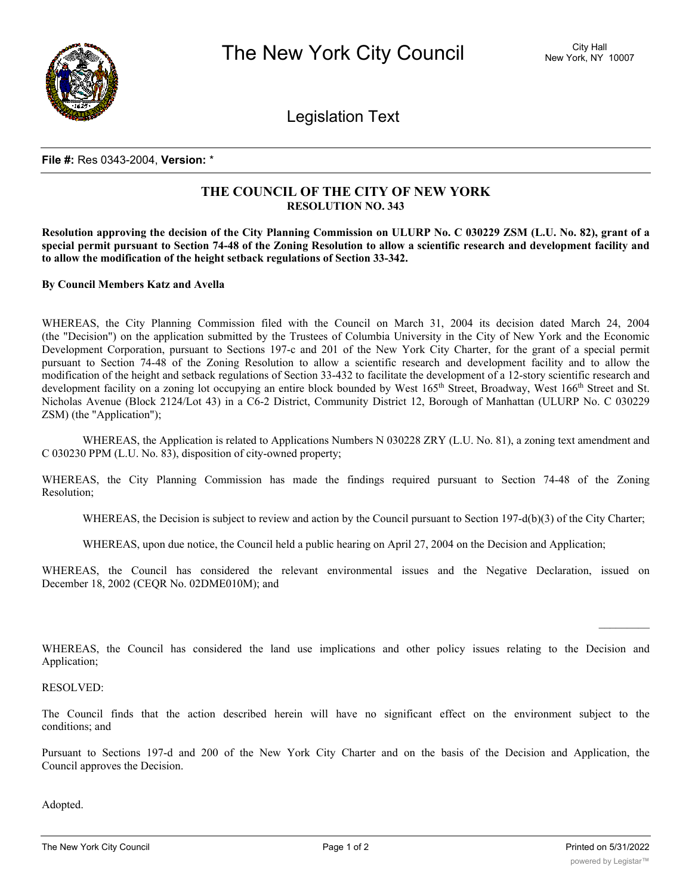# The New York City Council

City Hall
New York, NY 10007

## Legislation Text

**File #:** Res 0343-2004, **Version:** *

### THE COUNCIL OF THE CITY OF NEW YORK
**RESOLUTION NO. 343**

**Resolution approving the decision of the City Planning Commission on ULURP No. C 030229 ZSM (L.U. No. 82), grant of a special permit pursuant to Section 74-48 of the Zoning Resolution to allow a scientific research and development facility and to allow the modification of the height setback regulations of Section 33-342.**

**By Council Members Katz and Avella**

WHEREAS, the City Planning Commission filed with the Council on March 31, 2004 its decision dated March 24, 2004 (the "Decision") on the application submitted by the Trustees of Columbia University in the City of New York and the Economic Development Corporation, pursuant to Sections 197-c and 201 of the New York City Charter, for the grant of a special permit pursuant to Section 74-48 of the Zoning Resolution to allow a scientific research and development facility and to allow the modification of the height and setback regulations of Section 33-432 to facilitate the development of a 12-story scientific research and development facility on a zoning lot occupying an entire block bounded by West 165th Street, Broadway, West 166th Street and St. Nicholas Avenue (Block 2124/Lot 43) in a C6-2 District, Community District 12, Borough of Manhattan (ULURP No. C 030229 ZSM) (the "Application");

WHEREAS, the Application is related to Applications Numbers N 030228 ZRY (L.U. No. 81), a zoning text amendment and C 030230 PPM (L.U. No. 83), disposition of city-owned property;

WHEREAS, the City Planning Commission has made the findings required pursuant to Section 74-48 of the Zoning Resolution;

WHEREAS, the Decision is subject to review and action by the Council pursuant to Section 197-d(b)(3) of the City Charter;

WHEREAS, upon due notice, the Council held a public hearing on April 27, 2004 on the Decision and Application;

WHEREAS, the Council has considered the relevant environmental issues and the Negative Declaration, issued on December 18, 2002 (CEQR No. 02DME010M); and

WHEREAS, the Council has considered the land use implications and other policy issues relating to the Decision and Application;

RESOLVED:

The Council finds that the action described herein will have no significant effect on the environment subject to the conditions; and

Pursuant to Sections 197-d and 200 of the New York City Charter and on the basis of the Decision and Application, the Council approves the Decision.

Adopted.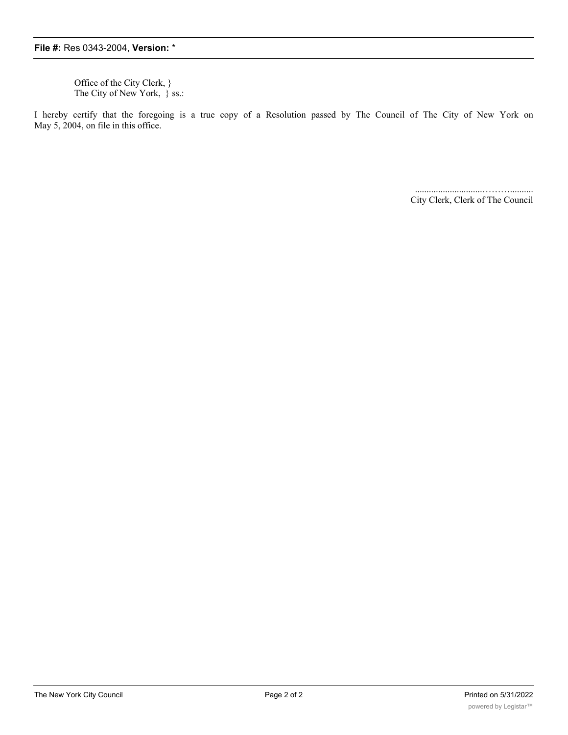Office of the City Clerk, }
The City of New York, } ss.:

I hereby certify that the foregoing is a true copy of a Resolution passed by The Council of The City of New York on May 5, 2004, on file in this office.

..............................……….........
City Clerk, Clerk of The Council